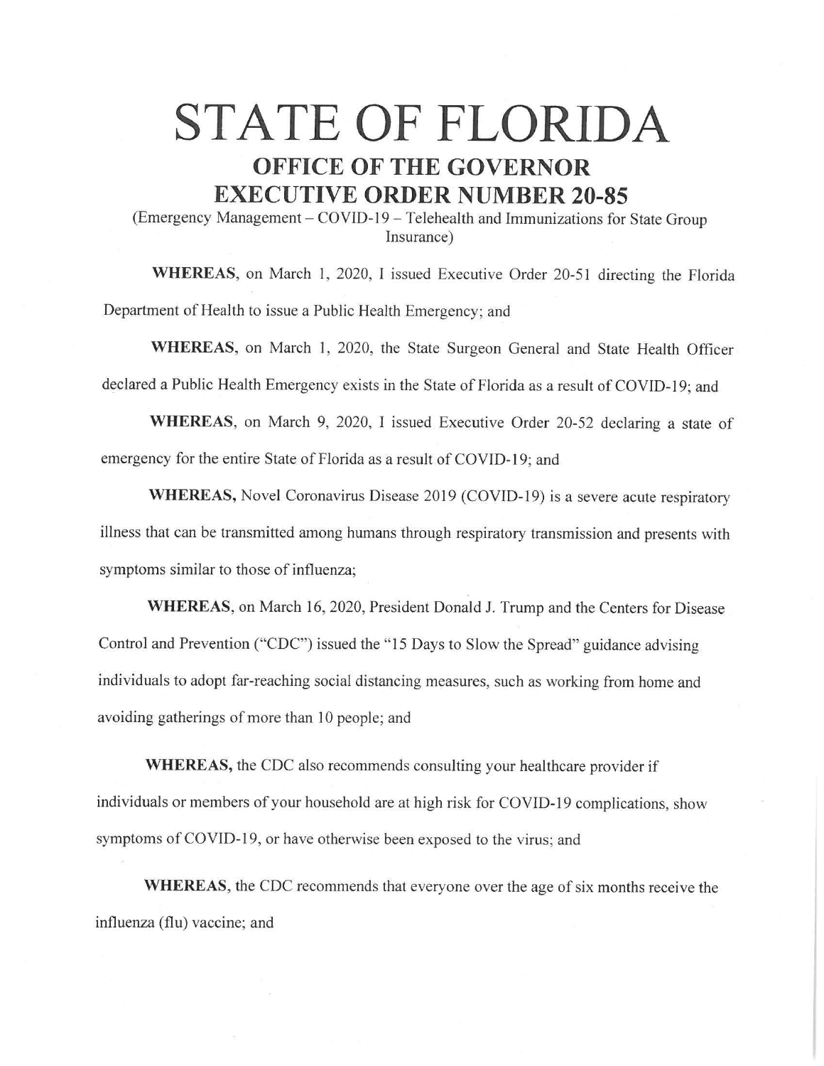# STATE OF FLORIDA

## OFFICE OF THE GOVERNOR

## EXECUTIVE ORDER NUMBER 20-85

(Emergency Management – COVID-19 – Telehealth and Immunizations for State Group Insurance)

**WHEREAS**, on March 1, 2020, I issued Executive Order 20-51 directing the Florida Department of Health to issue a Public Health Emergency; and

**WHEREAS**, on March 1, 2020, the State Surgeon General and State Health Officer declared a Public Health Emergency exists in the State of Florida as a result of COVID-19; and

**WHEREAS**, on March 9, 2020, I issued Executive Order 20-52 declaring a state of emergency for the entire State of Florida as a result of COVID-19; and

**WHEREAS,** Novel Coronavirus Disease 2019 (COVID-19) is a severe acute respiratory illness that can be transmitted among humans through respiratory transmission and presents with symptoms similar to those of influenza;

**WHEREAS**, on March 16, 2020, President Donald J. Trump and the Centers for Disease Control and Prevention ("CDC") issued the "15 Days to Slow the Spread" guidance advising individuals to adopt far-reaching social distancing measures, such as working from home and avoiding gatherings of more than 10 people; and

**WHEREAS,** the CDC also recommends consulting your healthcare provider if individuals or members of your household are at high risk for COVID-19 complications, show symptoms of COVID-19, or have otherwise been exposed to the virus; and

**WHEREAS**, the CDC recommends that everyone over the age of six months receive the influenza (flu) vaccine; and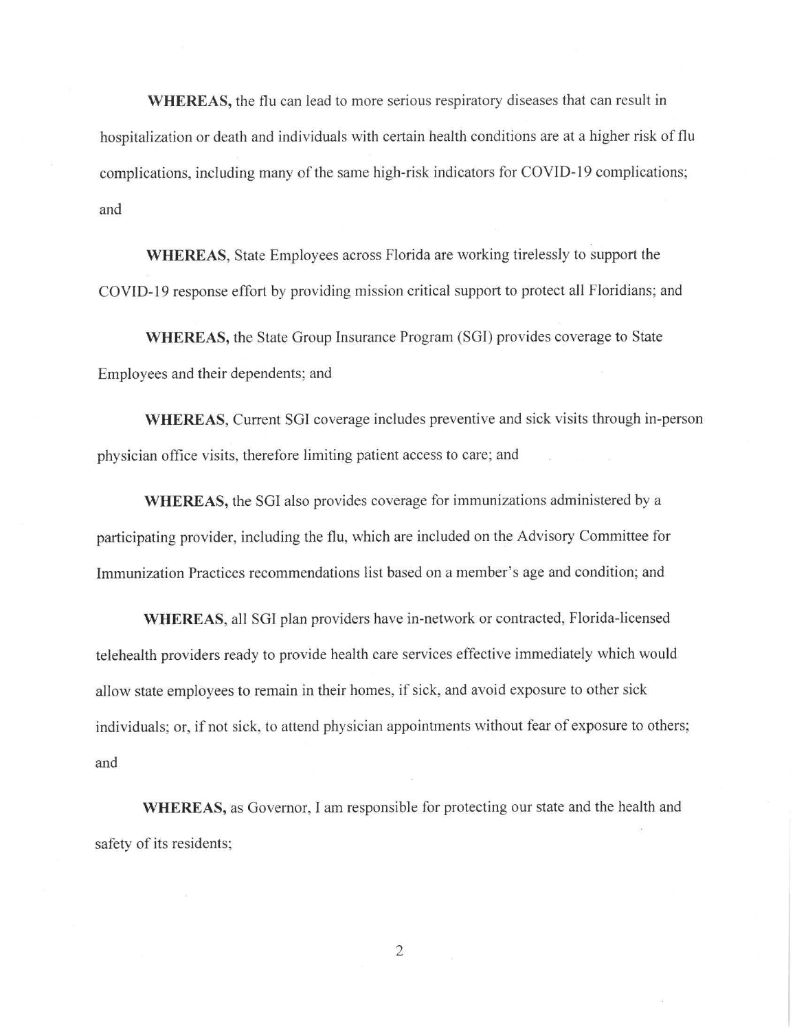**WHEREAS,** the flu can lead to more serious respiratory diseases that can result in hospitalization or death and individuals with certain health conditions are at a higher risk of flu complications, including many of the same high-risk indicators for COVID-19 complications; and

**WHEREAS**, State Employees across Florida are working tirelessly to support the COVID-19 response effort by providing mission critical support to protect all Floridians; and

**WHEREAS,** the State Group Insurance Program (SGI) provides coverage to State Employees and their dependents; and

**WHEREAS**, Current SGI coverage includes preventive and sick visits through in-person physician office visits, therefore limiting patient access to care; and

**WHEREAS,** the SGI also provides coverage for immunizations administered by a participating provider, including the flu, which are included on the Advisory Committee for Immunization Practices recommendations list based on a member's age and condition; and

**WHEREAS,** all SGI plan providers have in-network or contracted, Florida-licensed telehealth providers ready to provide health care services effective immediately which would allow state employees to remain in their homes, if sick, and avoid exposure to other sick individuals; or, if not sick, to attend physician appointments without fear of exposure to others; and

**WHEREAS,** as Governor, I am responsible for protecting our state and the health and safety of its residents;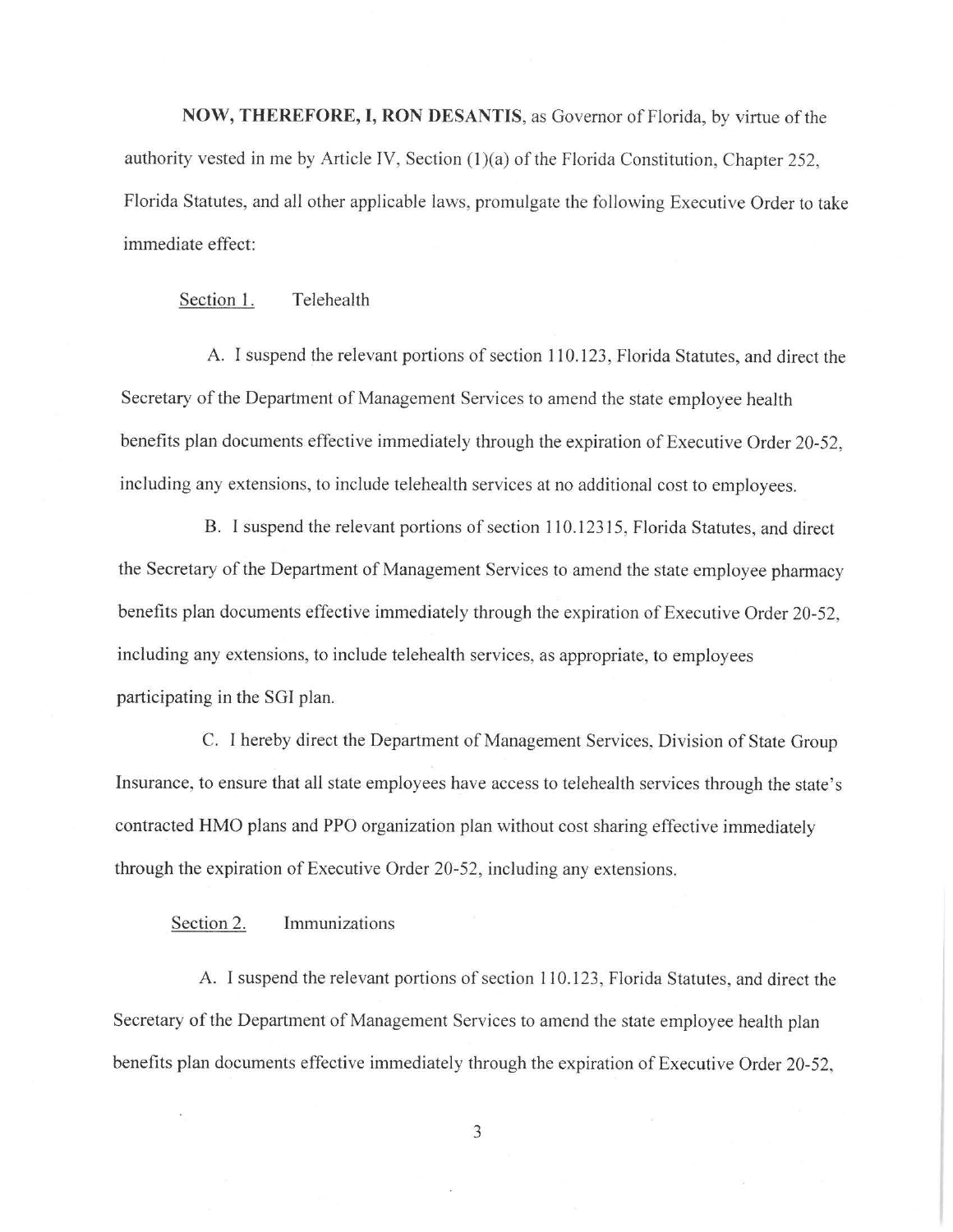**NOW, THEREFORE, I, RON DESANTIS**, as Governor of Florida, by virtue of the authority vested in me by Article IV, Section (1)(a) of the Florida Constitution, Chapter 252, Florida Statutes, and all other applicable laws, promulgate the following Executive Order to take immediate effect:

Section 1. Telehealth

A. I suspend the relevant portions of section 110.123, Florida Statutes, and direct the Secretary of the Department of Management Services to amend the state employee health benefits plan documents effective immediately through the expiration of Executive Order 20-52, including any extensions, to include telehealth services at no additional cost to employees.

B. I suspend the relevant portions of section 110.12315, Florida Statutes, and direct the Secretary of the Department of Management Services to amend the state employee pharmacy benefits plan documents effective immediately through the expiration of Executive Order 20-52, including any extensions, to include telehealth services, as appropriate, to employees participating in the SGI plan.

C. I hereby direct the Department of Management Services, Division of State Group Insurance, to ensure that all state employees have access to telehealth services through the state's contracted HMO plans and PPO organization plan without cost sharing effective immediately through the expiration of Executive Order 20-52, including any extensions.

Section 2. Immunizations

A. I suspend the relevant portions of section 110.123, Florida Statutes, and direct the Secretary of the Department of Management Services to amend the state employee health plan benefits plan documents effective immediately through the expiration of Executive Order 20-52,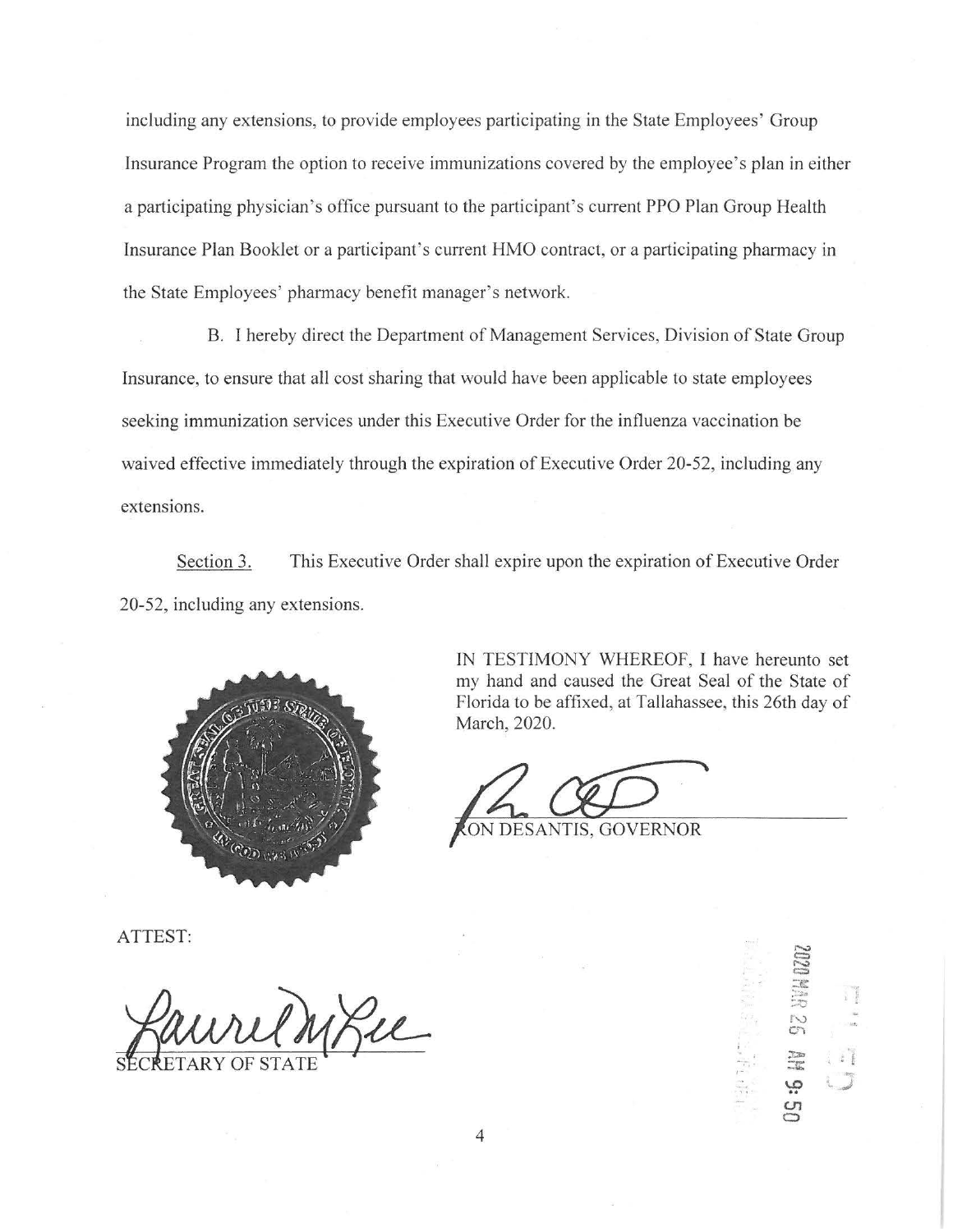including any extensions, to provide employees participating in the State Employees' Group Insurance Program the option to receive immunizations covered by the employee's plan in either a participating physician's office pursuant to the participant's current PPO Plan Group Health Insurance Plan Booklet or a participant's current HMO contract, or a participating pharmacy in the State Employees' pharmacy benefit manager's network.

B. I hereby direct the Department of Management Services, Division of State Group Insurance, to ensure that all cost sharing that would have been applicable to state employees seeking immunization services under this Executive Order for the influenza vaccination be waived effective immediately through the expiration of Executive Order 20-52, including any extensions.

Section 3. This Executive Order shall expire upon the expiration of Executive Order 20-52, including any extensions.

IN TESTIMONY WHEREOF, I have hereunto set my hand and caused the Great Seal of the State of Florida to be affixed, at Tallahassee, this 26th day of March, 2020.

RON DESANTIS, GOVERNOR

ATTEST:

SECRETARY OF STATE

FILED

2020 MAR 26 AM 9:50